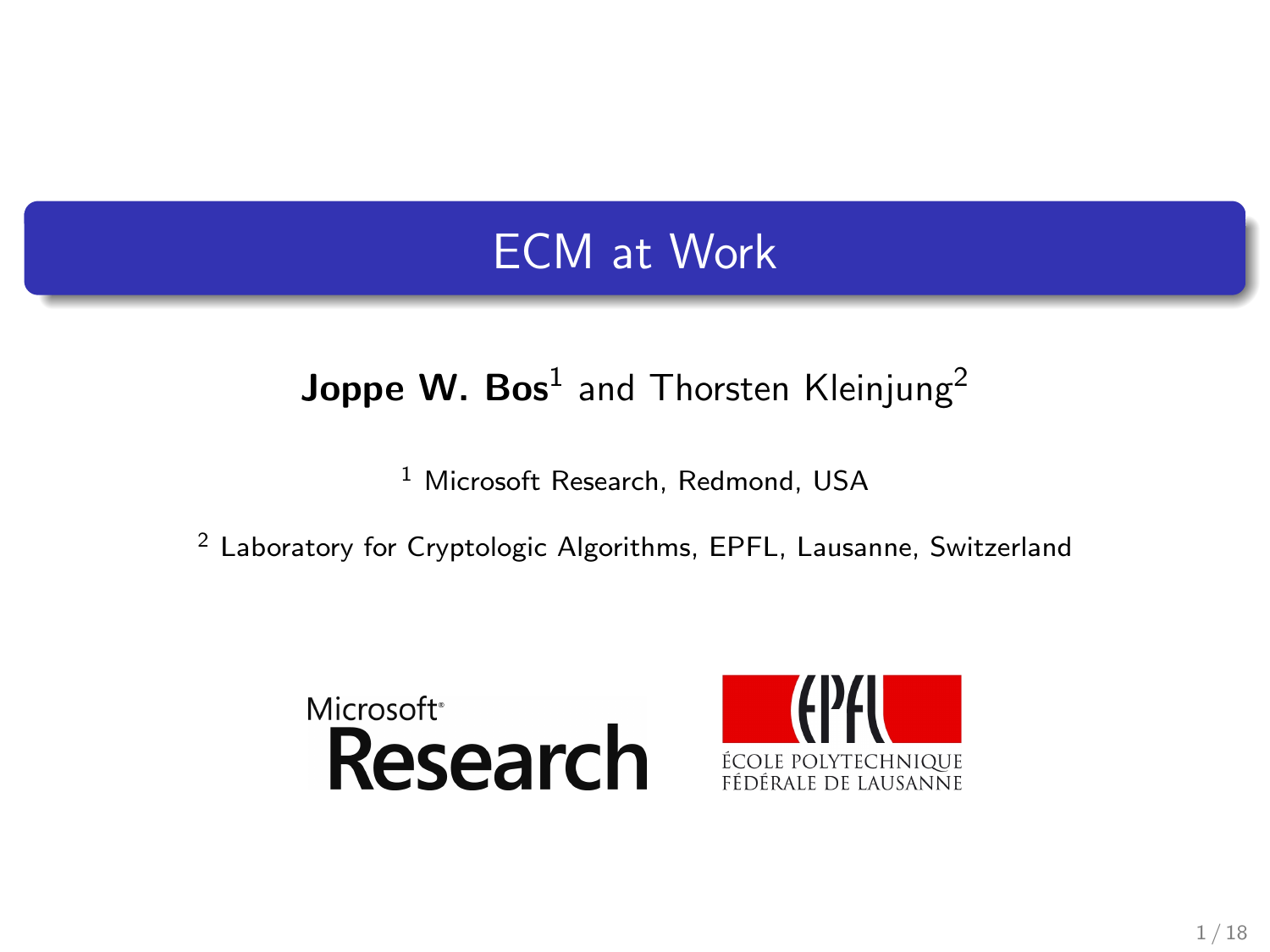# ECM at Work

**Joppe W. Bos**[1] and Thorsten Kleinjung[2]

[1] Microsoft Research, Redmond, USA

[2] Laboratory for Cryptologic Algorithms, EPFL, Lausanne, Switzerland

Microsoft Research

EPFL
ÉCOLE POLYTECHNIQUE FÉDÉRALE DE LAUSANNE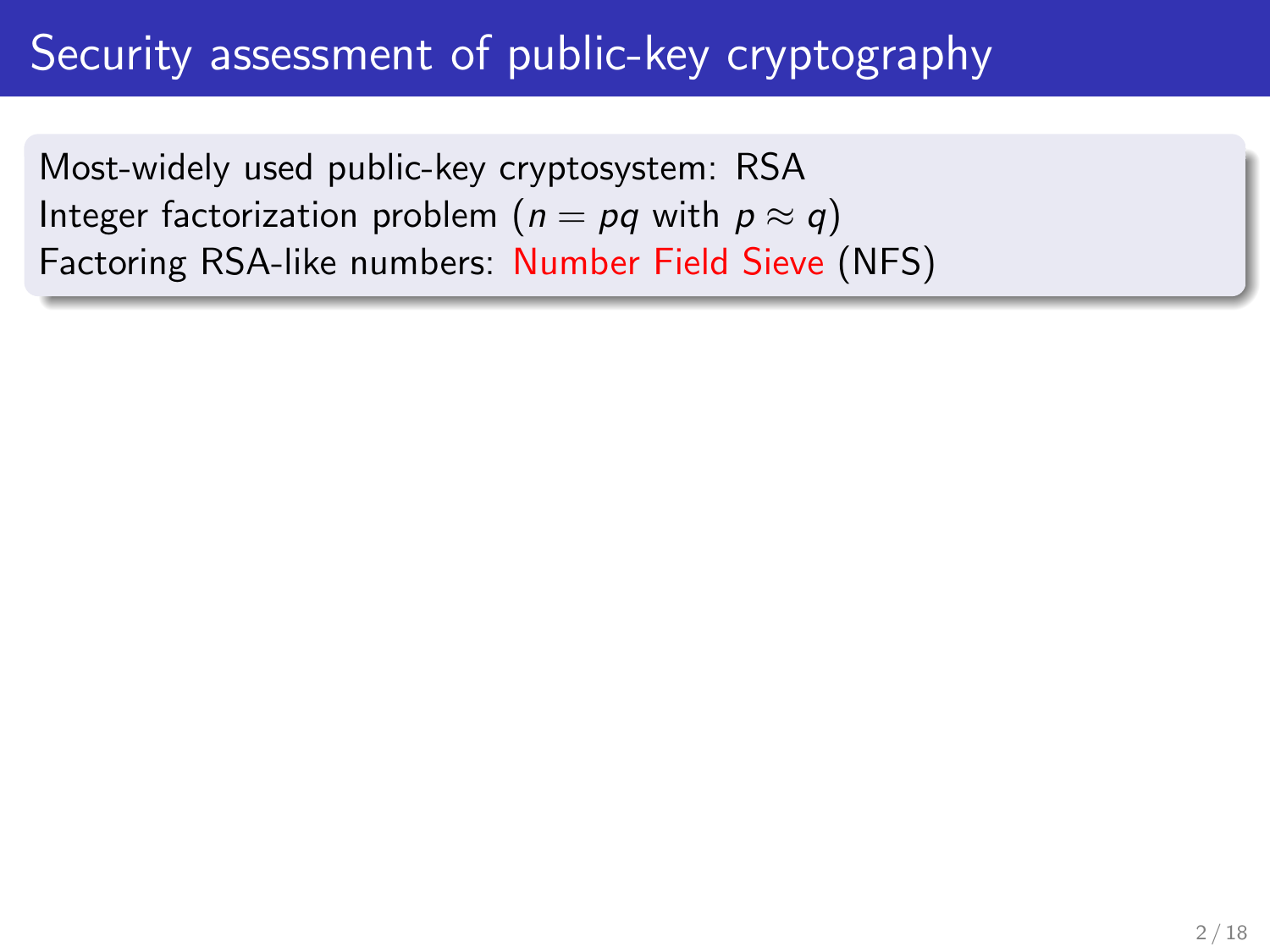# Security assessment of public-key cryptography

Most-widely used public-key cryptosystem: RSA
Integer factorization problem ($n = pq$ with $p \approx q$)
Factoring RSA-like numbers: Number Field Sieve (NFS)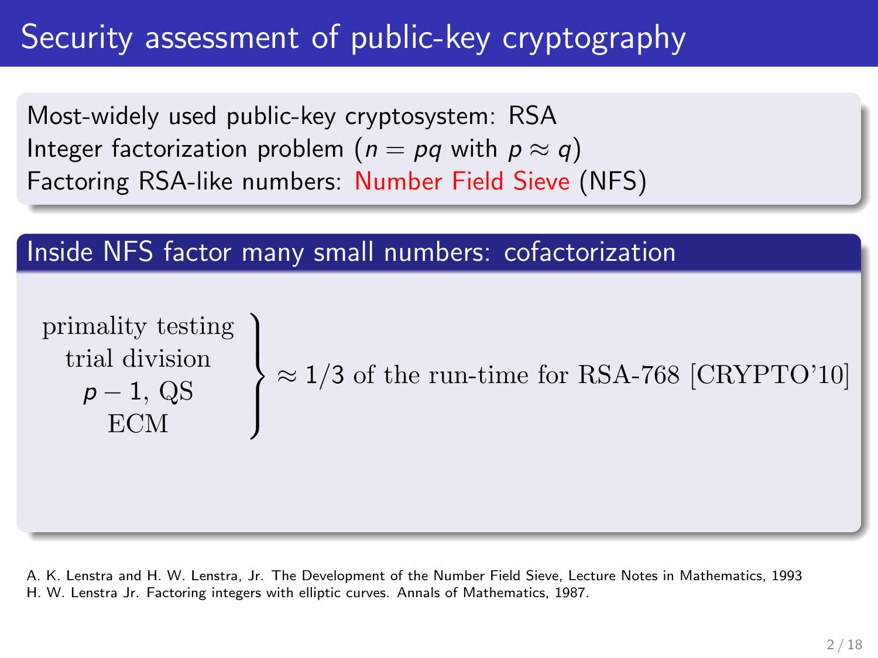# Security assessment of public-key cryptography

Most-widely used public-key cryptosystem: RSA
Integer factorization problem ($n = pq$ with $p \approx q$)
Factoring RSA-like numbers: Number Field Sieve (NFS)

## Inside NFS factor many small numbers: cofactorization

$$\left.\begin{array}{c}\text{primality testing}\\ \text{trial division}\\ p-1,\ \text{QS}\\ \text{ECM}\end{array}\right\} \approx 1/3 \text{ of the run-time for RSA-768 [CRYPTO'10]}$$

A. K. Lenstra and H. W. Lenstra, Jr. The Development of the Number Field Sieve, Lecture Notes in Mathematics, 1993
H. W. Lenstra Jr. Factoring integers with elliptic curves. Annals of Mathematics, 1987.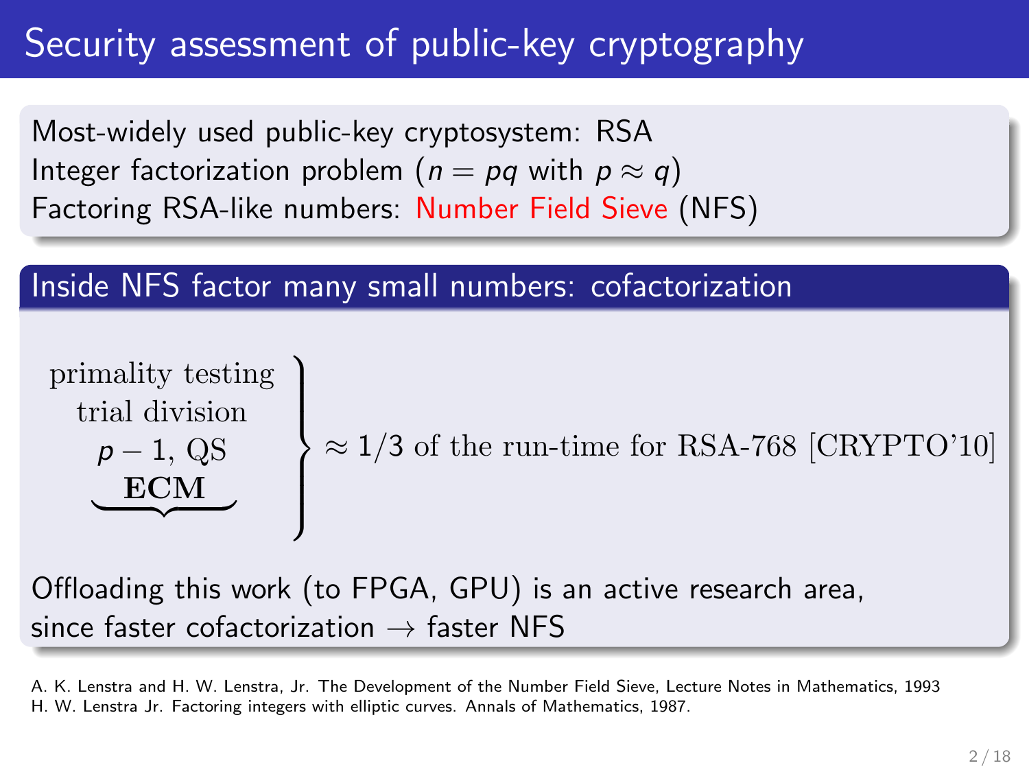# Security assessment of public-key cryptography

Most-widely used public-key cryptosystem: RSA
Integer factorization problem ($n = pq$ with $p \approx q$)
Factoring RSA-like numbers: Number Field Sieve (NFS)

## Inside NFS factor many small numbers: cofactorization

$$\left.\begin{array}{c}\text{primality testing}\\ \text{trial division}\\ p-1,\ \text{QS}\\ \underbrace{\textbf{ECM}}\end{array}\right\} \approx 1/3 \text{ of the run-time for RSA-768 [CRYPTO'10]}$$

Offloading this work (to FPGA, GPU) is an active research area,
since faster cofactorization $\rightarrow$ faster NFS

A. K. Lenstra and H. W. Lenstra, Jr. The Development of the Number Field Sieve, Lecture Notes in Mathematics, 1993
H. W. Lenstra Jr. Factoring integers with elliptic curves. Annals of Mathematics, 1987.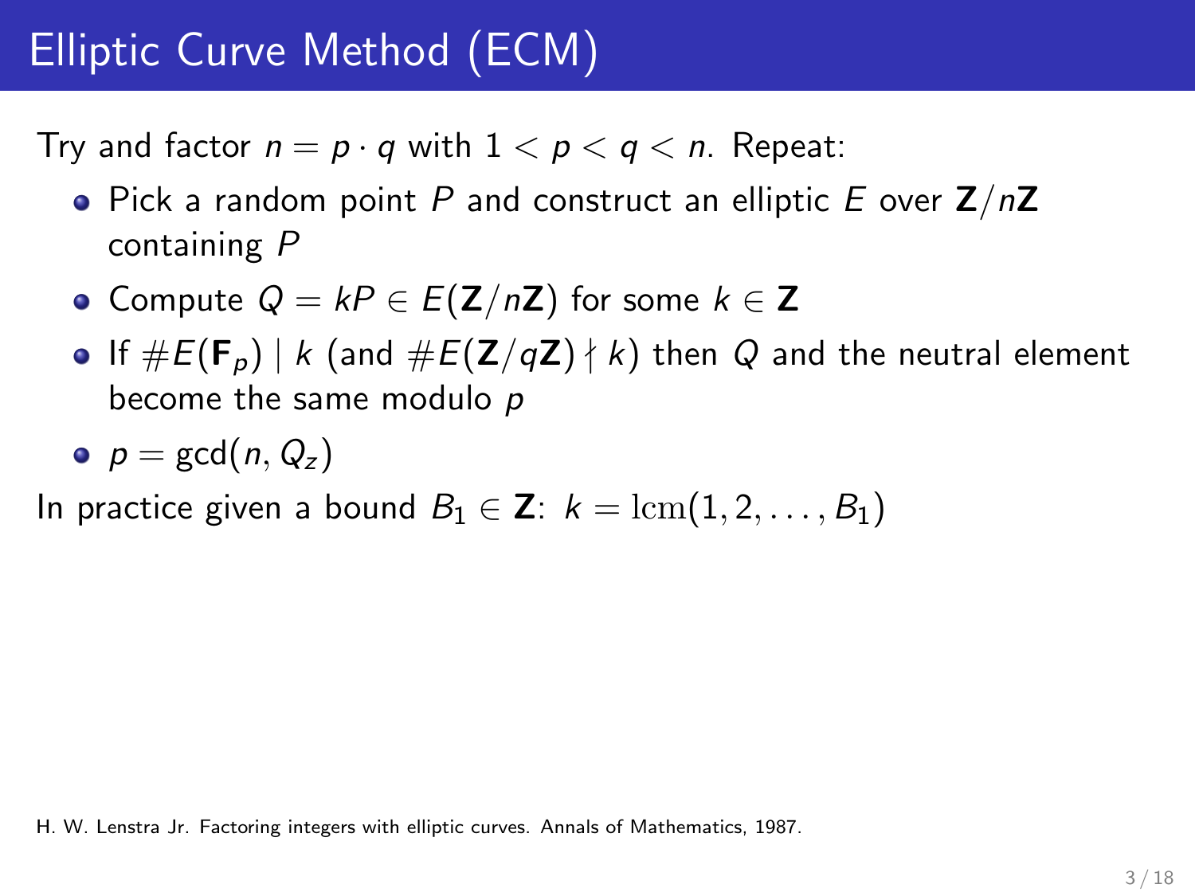# Elliptic Curve Method (ECM)

Try and factor $n = p \cdot q$ with $1 < p < q < n$. Repeat:

- Pick a random point $P$ and construct an elliptic $E$ over $\mathbf{Z}/n\mathbf{Z}$ containing $P$
- Compute $Q = kP \in E(\mathbf{Z}/n\mathbf{Z})$ for some $k \in \mathbf{Z}$
- If $\#E(\mathbf{F}_p) \mid k$ (and $\#E(\mathbf{Z}/q\mathbf{Z}) \nmid k$) then $Q$ and the neutral element become the same modulo $p$
- $p = \gcd(n, Q_z)$

In practice given a bound $B_1 \in \mathbf{Z}$: $k = \mathrm{lcm}(1, 2, \ldots, B_1)$

H. W. Lenstra Jr. Factoring integers with elliptic curves. Annals of Mathematics, 1987.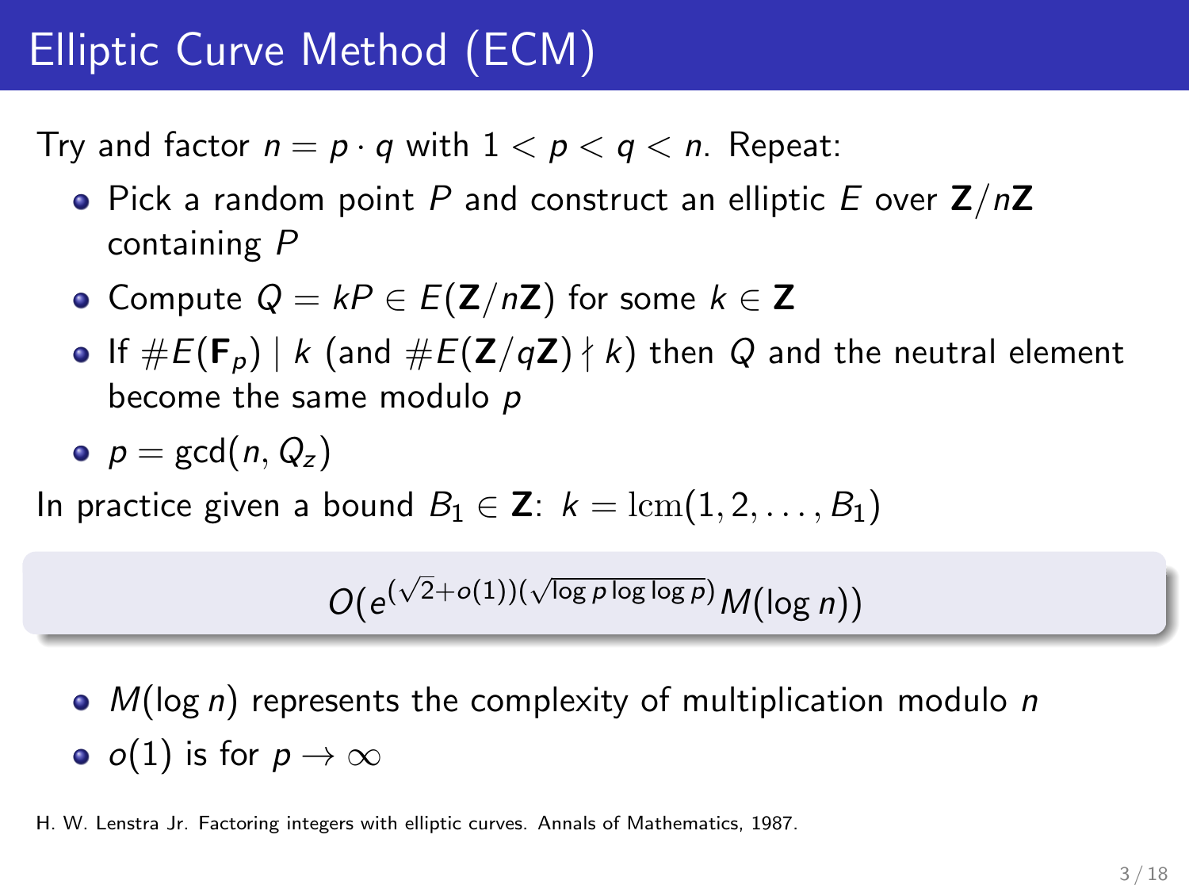# Elliptic Curve Method (ECM)

Try and factor $n = p \cdot q$ with $1 < p < q < n$. Repeat:

- Pick a random point $P$ and construct an elliptic $E$ over $\mathbf{Z}/n\mathbf{Z}$ containing $P$
- Compute $Q = kP \in E(\mathbf{Z}/n\mathbf{Z})$ for some $k \in \mathbf{Z}$
- If $\#E(\mathbf{F}_p) \mid k$ (and $\#E(\mathbf{Z}/q\mathbf{Z}) \nmid k$) then $Q$ and the neutral element become the same modulo $p$
- $p = \gcd(n, Q_z)$

In practice given a bound $B_1 \in \mathbf{Z}$: $k = \mathrm{lcm}(1, 2, \ldots, B_1)$

$$O(e^{(\sqrt{2}+o(1))(\sqrt{\log p \log\log p})} M(\log n))$$

- $M(\log n)$ represents the complexity of multiplication modulo $n$
- $o(1)$ is for $p \to \infty$

H. W. Lenstra Jr. Factoring integers with elliptic curves. Annals of Mathematics, 1987.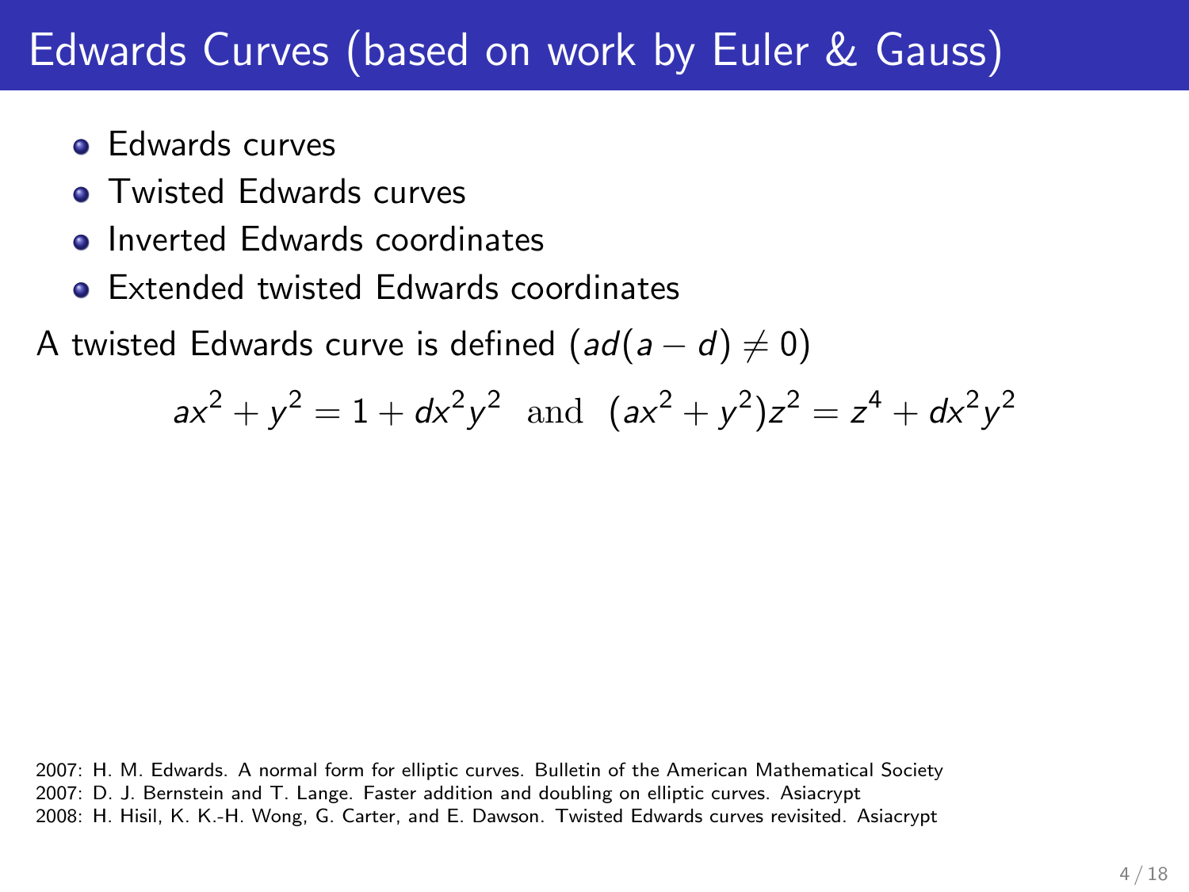# Edwards Curves (based on work by Euler & Gauss)

- Edwards curves
- Twisted Edwards curves
- Inverted Edwards coordinates
- Extended twisted Edwards coordinates

A twisted Edwards curve is defined ($ad(a-d) \neq 0$)

$$ax^2 + y^2 = 1 + dx^2y^2 \text{ and } (ax^2 + y^2)z^2 = z^4 + dx^2y^2$$

2007: H. M. Edwards. A normal form for elliptic curves. Bulletin of the American Mathematical Society
2007: D. J. Bernstein and T. Lange. Faster addition and doubling on elliptic curves. Asiacrypt
2008: H. Hisil, K. K.-H. Wong, G. Carter, and E. Dawson. Twisted Edwards curves revisited. Asiacrypt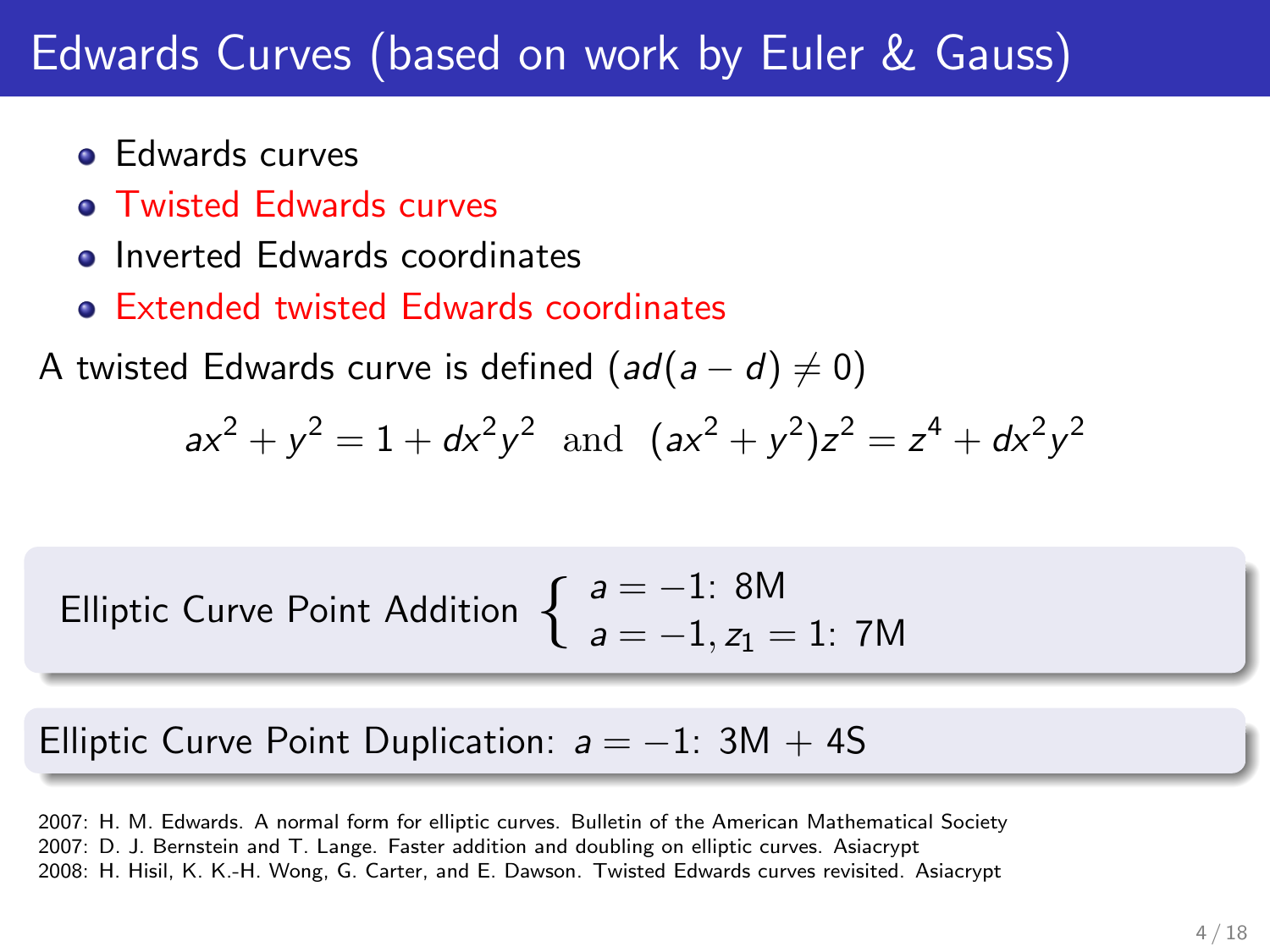# Edwards Curves (based on work by Euler & Gauss)

- Edwards curves
- Twisted Edwards curves
- Inverted Edwards coordinates
- Extended twisted Edwards coordinates

A twisted Edwards curve is defined $(ad(a-d) \neq 0)$

$$ax^2 + y^2 = 1 + dx^2y^2 \text{ and } (ax^2 + y^2)z^2 = z^4 + dx^2y^2$$

Elliptic Curve Point Addition $\begin{cases} a = -1\text{: 8M} \\ a = -1, z_1 = 1\text{: 7M} \end{cases}$

Elliptic Curve Point Duplication: $a = -1$: 3M + 4S

2007: H. M. Edwards. A normal form for elliptic curves. Bulletin of the American Mathematical Society
2007: D. J. Bernstein and T. Lange. Faster addition and doubling on elliptic curves. Asiacrypt
2008: H. Hisil, K. K.-H. Wong, G. Carter, and E. Dawson. Twisted Edwards curves revisited. Asiacrypt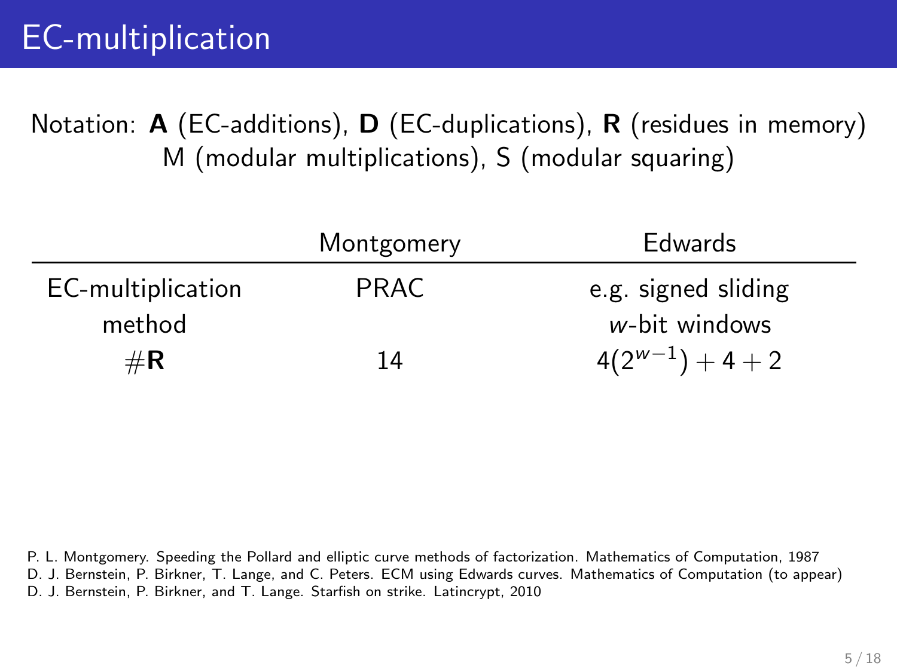# EC-multiplication

Notation: **A** (EC-additions), **D** (EC-duplications), **R** (residues in memory)
M (modular multiplications), S (modular squaring)

| | Montgomery | Edwards |
|---|---|---|
| EC-multiplication method | PRAC | e.g. signed sliding $w$-bit windows |
| $\#$**R** | 14 | $4(2^{w-1}) + 4 + 2$ |

P. L. Montgomery. Speeding the Pollard and elliptic curve methods of factorization. Mathematics of Computation, 1987
D. J. Bernstein, P. Birkner, T. Lange, and C. Peters. ECM using Edwards curves. Mathematics of Computation (to appear)
D. J. Bernstein, P. Birkner, and T. Lange. Starfish on strike. Latincrypt, 2010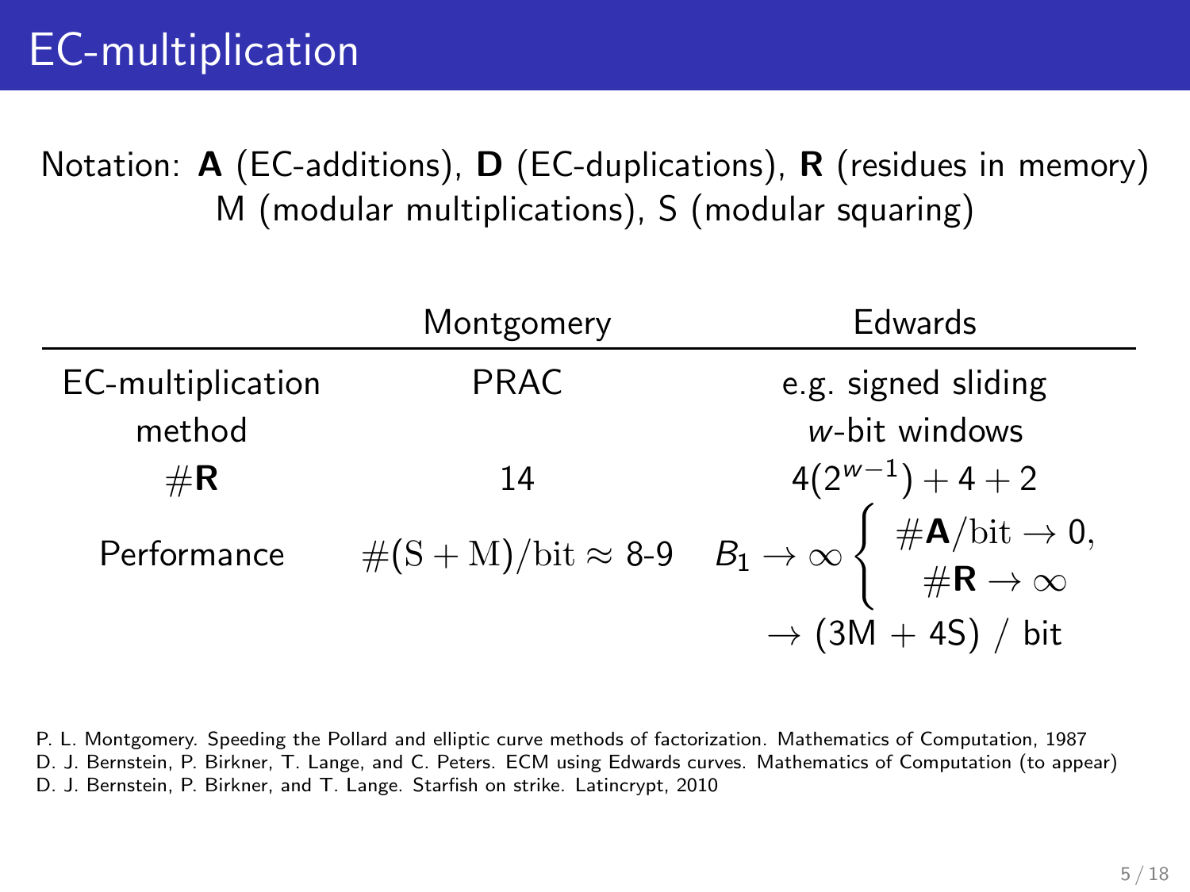# EC-multiplication

Notation: **A** (EC-additions), **D** (EC-duplications), **R** (residues in memory)
M (modular multiplications), S (modular squaring)

| | Montgomery | Edwards |
|---|---|---|
| EC-multiplication method | PRAC | e.g. signed sliding *w*-bit windows |
| #**R** | 14 | $4(2^{w-1}) + 4 + 2$ |
| Performance | $\#(\mathrm{S}+\mathrm{M})/\mathrm{bit} \approx$ 8-9 | $B_1 \to \infty \begin{cases} \#\mathbf{A}/\mathrm{bit} \to 0, \\ \#\mathbf{R} \to \infty \end{cases}$ $\to$ (3M + 4S) / bit |

P. L. Montgomery. Speeding the Pollard and elliptic curve methods of factorization. Mathematics of Computation, 1987
D. J. Bernstein, P. Birkner, T. Lange, and C. Peters. ECM using Edwards curves. Mathematics of Computation (to appear)
D. J. Bernstein, P. Birkner, and T. Lange. Starfish on strike. Latincrypt, 2010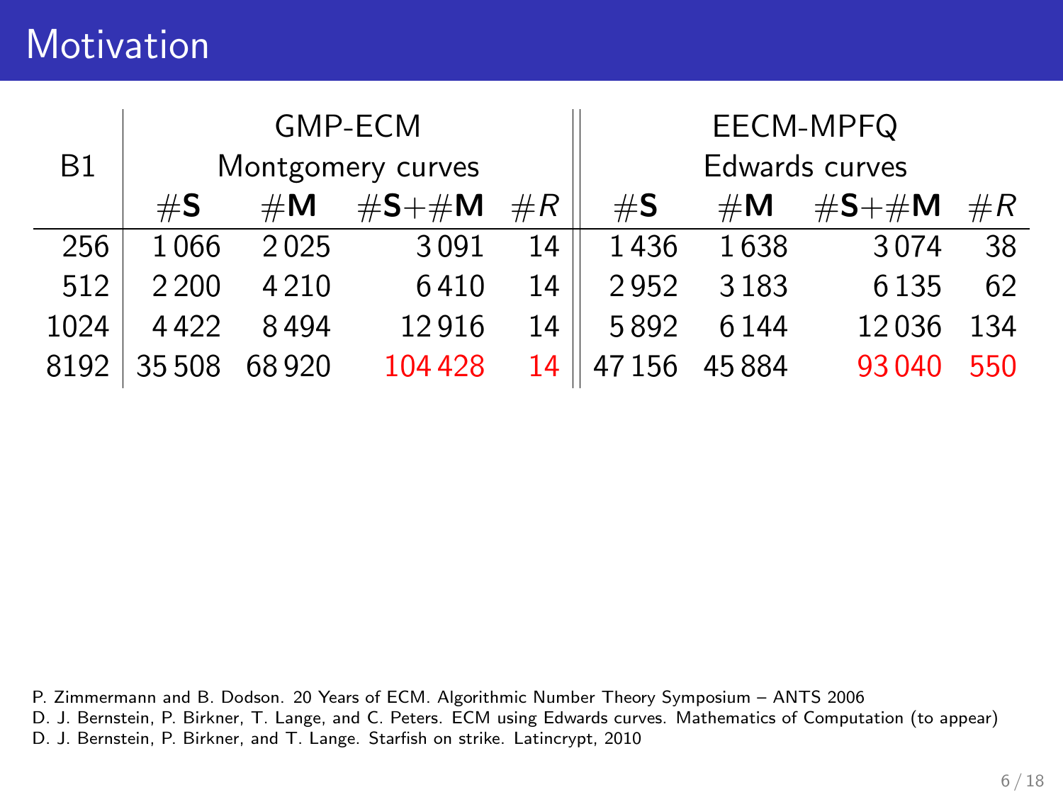# Motivation

| B1 | GMP-ECM Montgomery curves | | | | EECM-MPFQ Edwards curves | | | |
|---|---|---|---|---|---|---|---|---|
| | #**S** | #**M** | #**S**+#**M** | #$R$ | #**S** | #**M** | #**S**+#**M** | #$R$ |
| 256 | 1 066 | 2 025 | 3 091 | 14 | 1 436 | 1 638 | 3 074 | 38 |
| 512 | 2 200 | 4 210 | 6 410 | 14 | 2 952 | 3 183 | 6 135 | 62 |
| 1024 | 4 422 | 8 494 | 12 916 | 14 | 5 892 | 6 144 | 12 036 | 134 |
| 8192 | 35 508 | 68 920 | 104 428 | 14 | 47 156 | 45 884 | 93 040 | 550 |

P. Zimmermann and B. Dodson. 20 Years of ECM. Algorithmic Number Theory Symposium – ANTS 2006

D. J. Bernstein, P. Birkner, T. Lange, and C. Peters. ECM using Edwards curves. Mathematics of Computation (to appear)

D. J. Bernstein, P. Birkner, and T. Lange. Starfish on strike. Latincrypt, 2010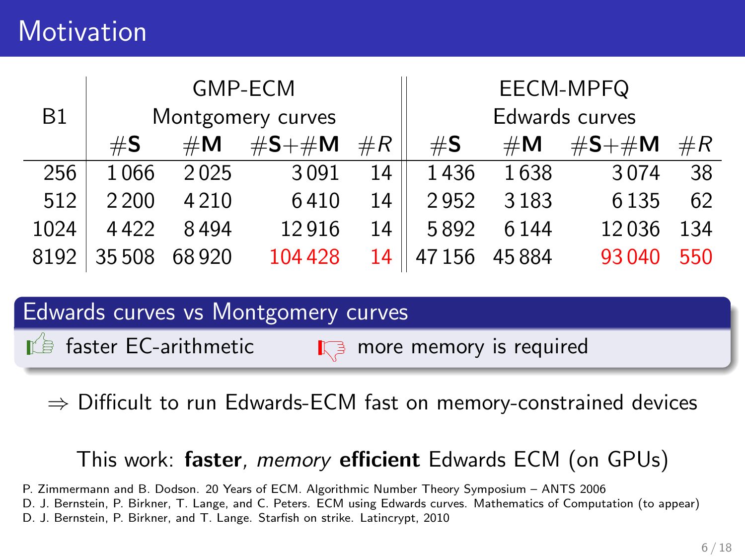# Motivation

| B1 | GMP-ECM Montgomery curves | | | | EECM-MPFQ Edwards curves | | | |
|---|---|---|---|---|---|---|---|---|
| | #**S** | #**M** | #**S**+#**M** | #$R$ | #**S** | #**M** | #**S**+#**M** | #$R$ |
| 256 | 1 066 | 2 025 | 3 091 | 14 | 1 436 | 1 638 | 3 074 | 38 |
| 512 | 2 200 | 4 210 | 6 410 | 14 | 2 952 | 3 183 | 6 135 | 62 |
| 1024 | 4 422 | 8 494 | 12 916 | 14 | 5 892 | 6 144 | 12 036 | 134 |
| 8192 | 35 508 | 68 920 | 104 428 | 14 | 47 156 | 45 884 | 93 040 | 550 |

**Edwards curves vs Montgomery curves**

- faster EC-arithmetic
- more memory is required

$\Rightarrow$ Difficult to run Edwards-ECM fast on memory-constrained devices

This work: **faster**, *memory* **efficient** Edwards ECM (on GPUs)

P. Zimmermann and B. Dodson. 20 Years of ECM. Algorithmic Number Theory Symposium – ANTS 2006
D. J. Bernstein, P. Birkner, T. Lange, and C. Peters. ECM using Edwards curves. Mathematics of Computation (to appear)
D. J. Bernstein, P. Birkner, and T. Lange. Starfish on strike. Latincrypt, 2010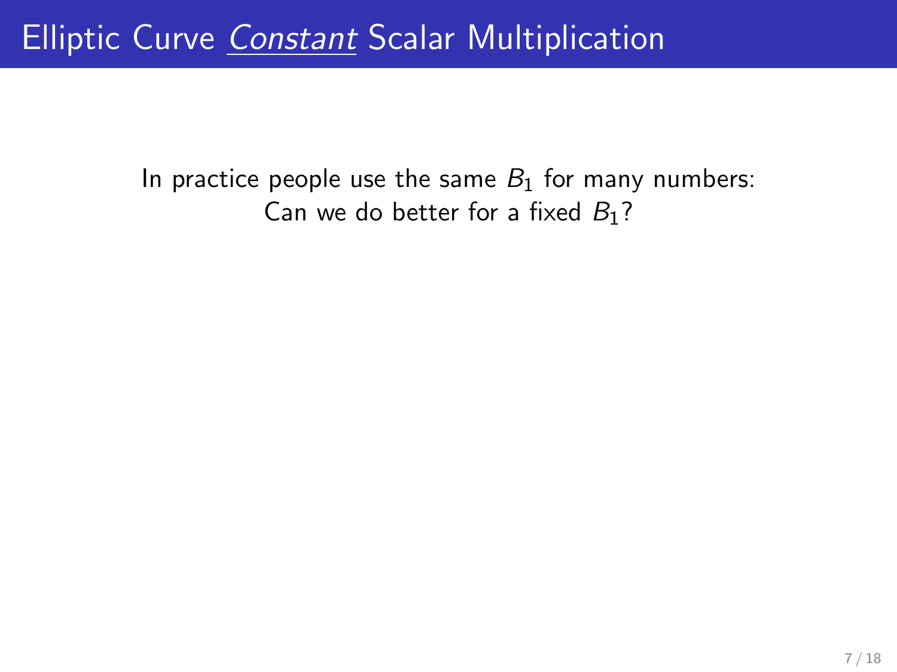# Elliptic Curve *Constant* Scalar Multiplication

In practice people use the same $B_1$ for many numbers:
Can we do better for a fixed $B_1$?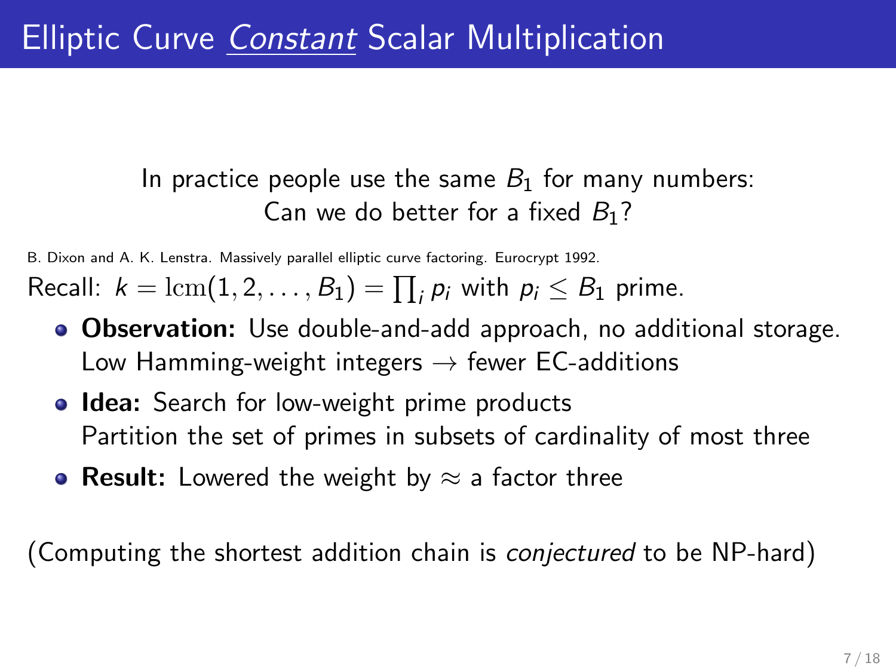# Elliptic Curve *Constant* Scalar Multiplication

In practice people use the same $B_1$ for many numbers:
Can we do better for a fixed $B_1$?

B. Dixon and A. K. Lenstra. Massively parallel elliptic curve factoring. Eurocrypt 1992.

Recall: $k = \mathrm{lcm}(1, 2, \ldots, B_1) = \prod_i p_i$ with $p_i \leq B_1$ prime.

- **Observation:** Use double-and-add approach, no additional storage. Low Hamming-weight integers $\rightarrow$ fewer EC-additions
- **Idea:** Search for low-weight prime products
  Partition the set of primes in subsets of cardinality of most three
- **Result:** Lowered the weight by $\approx$ a factor three

(Computing the shortest addition chain is *conjectured* to be NP-hard)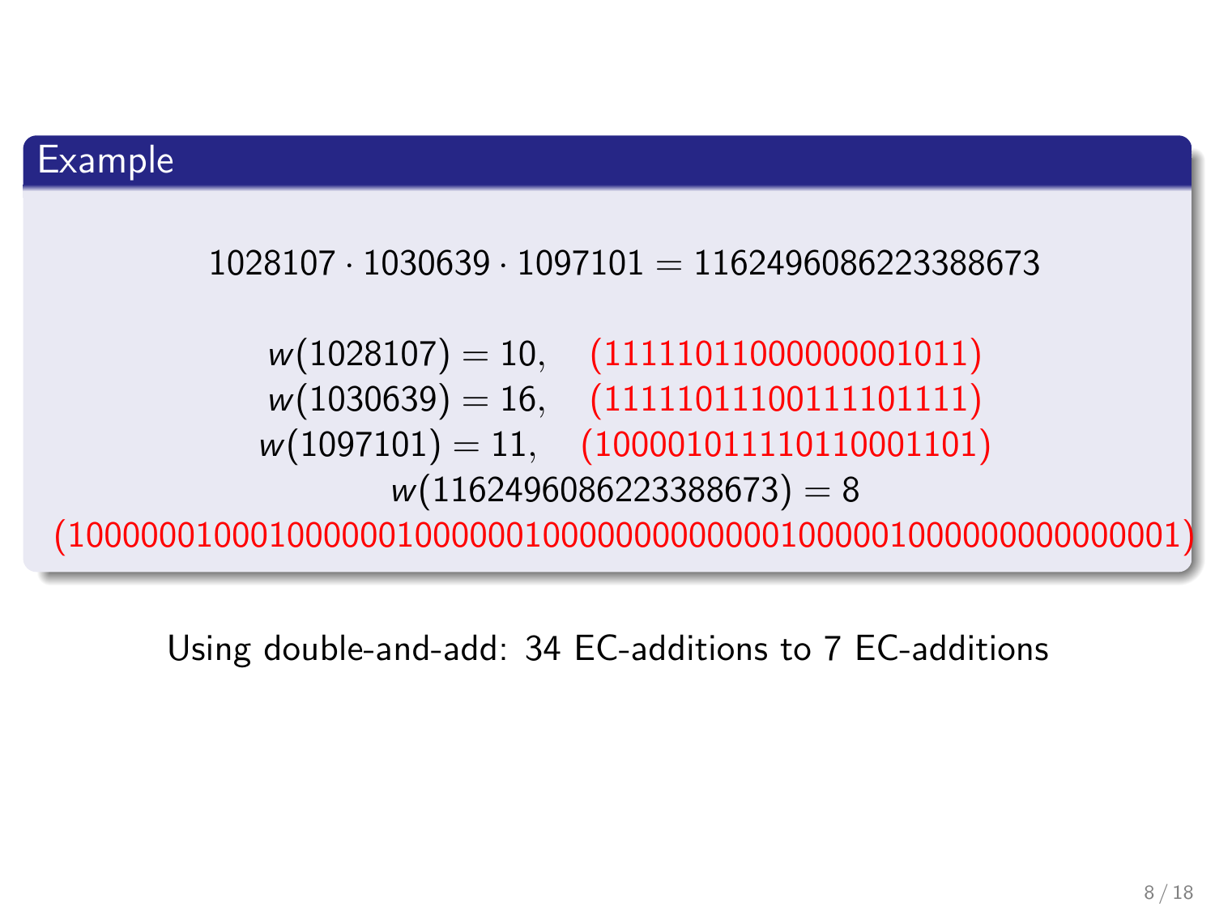## Example

$$1028107 \cdot 1030639 \cdot 1097101 = 1162496086223388673$$

$$w(1028107) = 10, \quad (11111011000000001011)$$
$$w(1030639) = 16, \quad (11111011100111101111)$$
$$w(1097101) = 11, \quad (100001011110110001101)$$
$$w(1162496086223388673) = 8$$
$$(1000000100010000000100000010000000000000100000100000000000000001)$$

Using double-and-add: 34 EC-additions to 7 EC-additions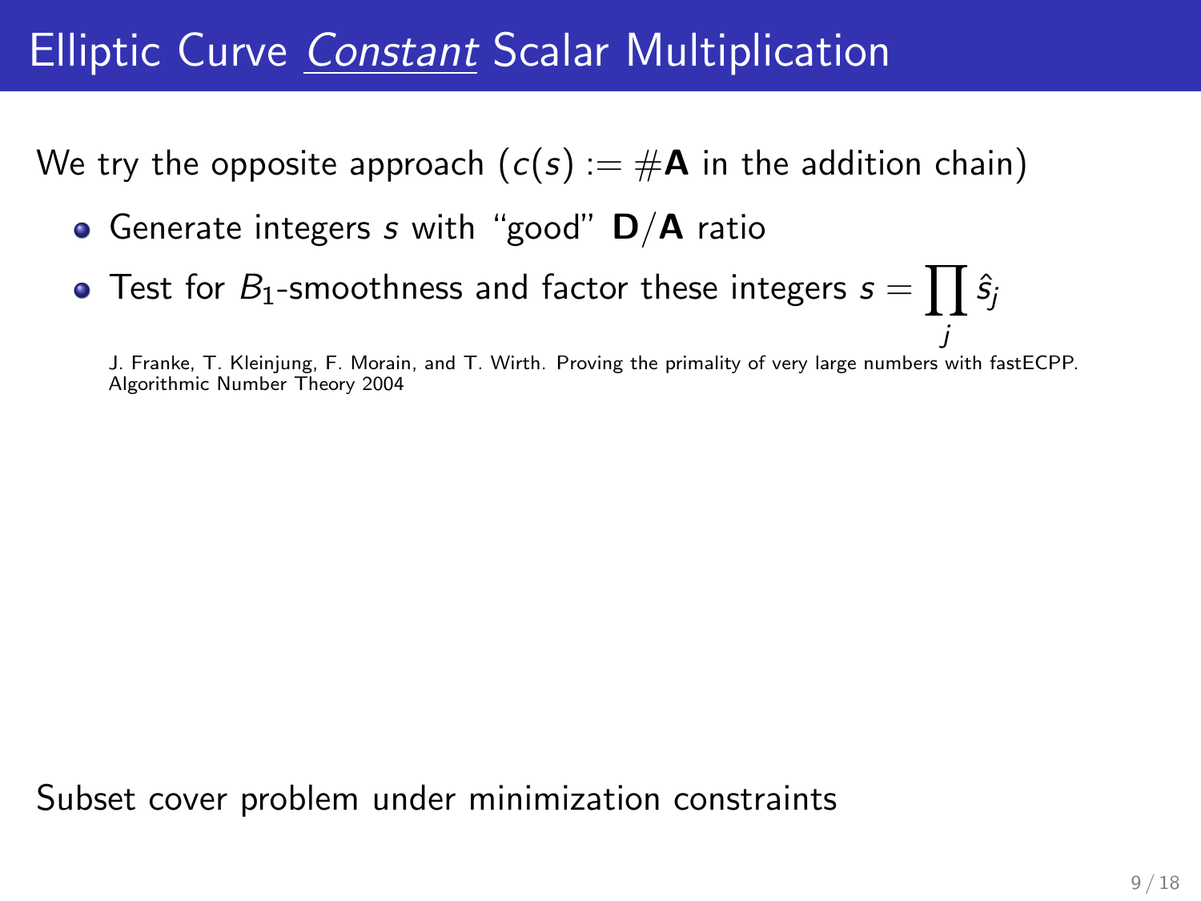# Elliptic Curve *Constant* Scalar Multiplication

We try the opposite approach ($c(s) := \#\mathbf{A}$ in the addition chain)

- Generate integers $s$ with "good" $\mathbf{D}/\mathbf{A}$ ratio
- Test for $B_1$-smoothness and factor these integers $s = \prod_j \hat{s}_j$

J. Franke, T. Kleinjung, F. Morain, and T. Wirth. Proving the primality of very large numbers with fastECPP. Algorithmic Number Theory 2004

Subset cover problem under minimization constraints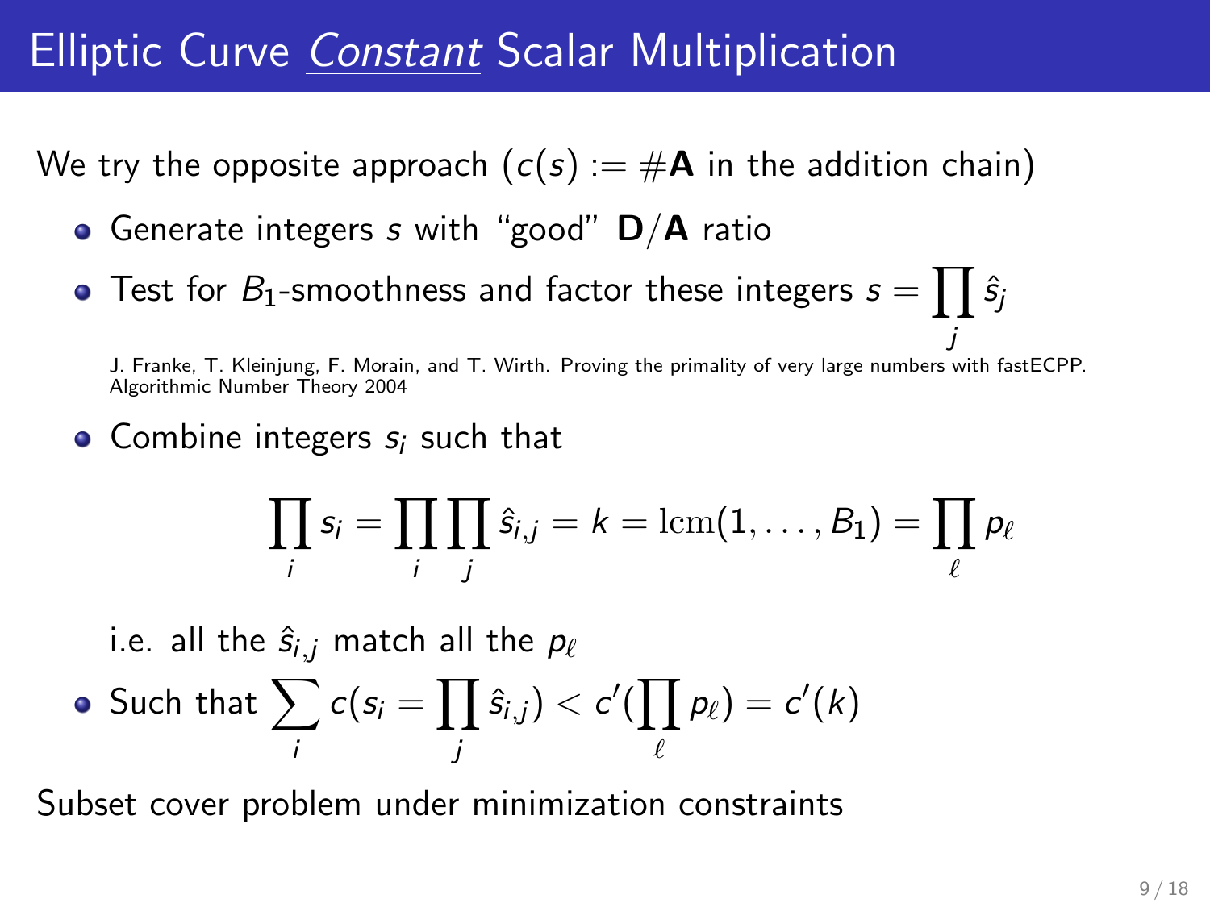# Elliptic Curve *Constant* Scalar Multiplication

We try the opposite approach ($c(s) := \#\mathbf{A}$ in the addition chain)

- Generate integers $s$ with "good" $\mathbf{D}/\mathbf{A}$ ratio
- Test for $B_1$-smoothness and factor these integers $s = \prod_j \hat{s}_j$

  J. Franke, T. Kleinjung, F. Morain, and T. Wirth. Proving the primality of very large numbers with fastECPP. Algorithmic Number Theory 2004

- Combine integers $s_i$ such that

$$\prod_i s_i = \prod_i \prod_j \hat{s}_{i,j} = k = \mathrm{lcm}(1, \ldots, B_1) = \prod_\ell p_\ell$$

  i.e. all the $\hat{s}_{i,j}$ match all the $p_\ell$

- Such that $\sum_i c(s_i = \prod_j \hat{s}_{i,j}) < c'(\prod_\ell p_\ell) = c'(k)$

Subset cover problem under minimization constraints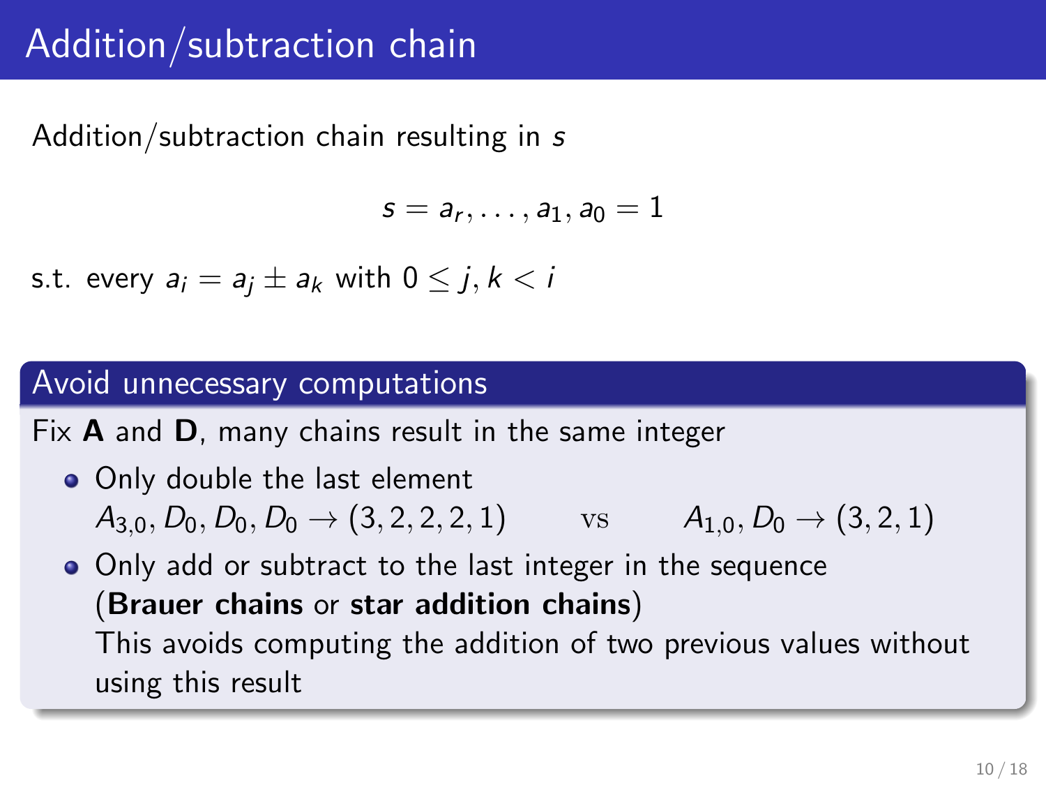# Addition/subtraction chain

Addition/subtraction chain resulting in $s$

$$s = a_r, \ldots, a_1, a_0 = 1$$

s.t. every $a_i = a_j \pm a_k$ with $0 \leq j, k < i$

## Avoid unnecessary computations

Fix **A** and **D**, many chains result in the same integer

- Only double the last element
  $A_{3,0}, D_0, D_0, D_0 \rightarrow (3, 2, 2, 2, 1)$ vs $A_{1,0}, D_0 \rightarrow (3, 2, 1)$
- Only add or subtract to the last integer in the sequence
  (**Brauer chains** or **star addition chains**)
  This avoids computing the addition of two previous values without using this result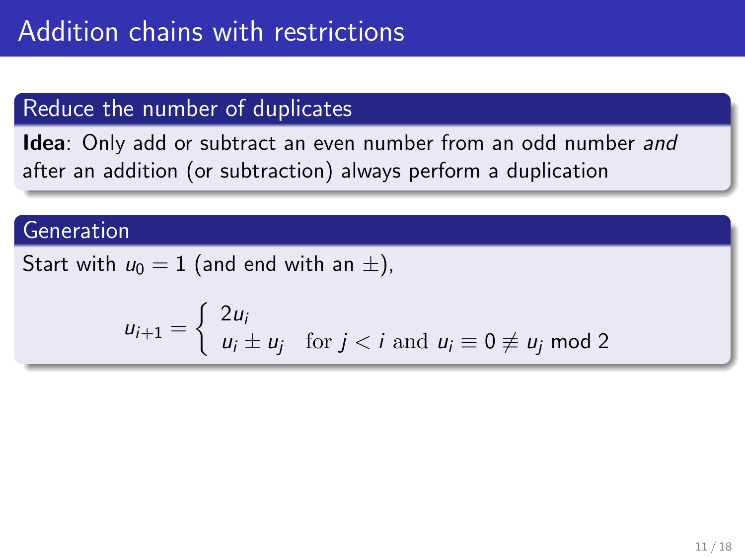# Addition chains with restrictions

## Reduce the number of duplicates

**Idea**: Only add or subtract an even number from an odd number *and* after an addition (or subtraction) always perform a duplication

## Generation

Start with $u_0 = 1$ (and end with an $\pm$),

$$u_{i+1} = \begin{cases} 2u_i \\ u_i \pm u_j \quad \text{for } j < i \text{ and } u_i \equiv 0 \not\equiv u_j \bmod 2 \end{cases}$$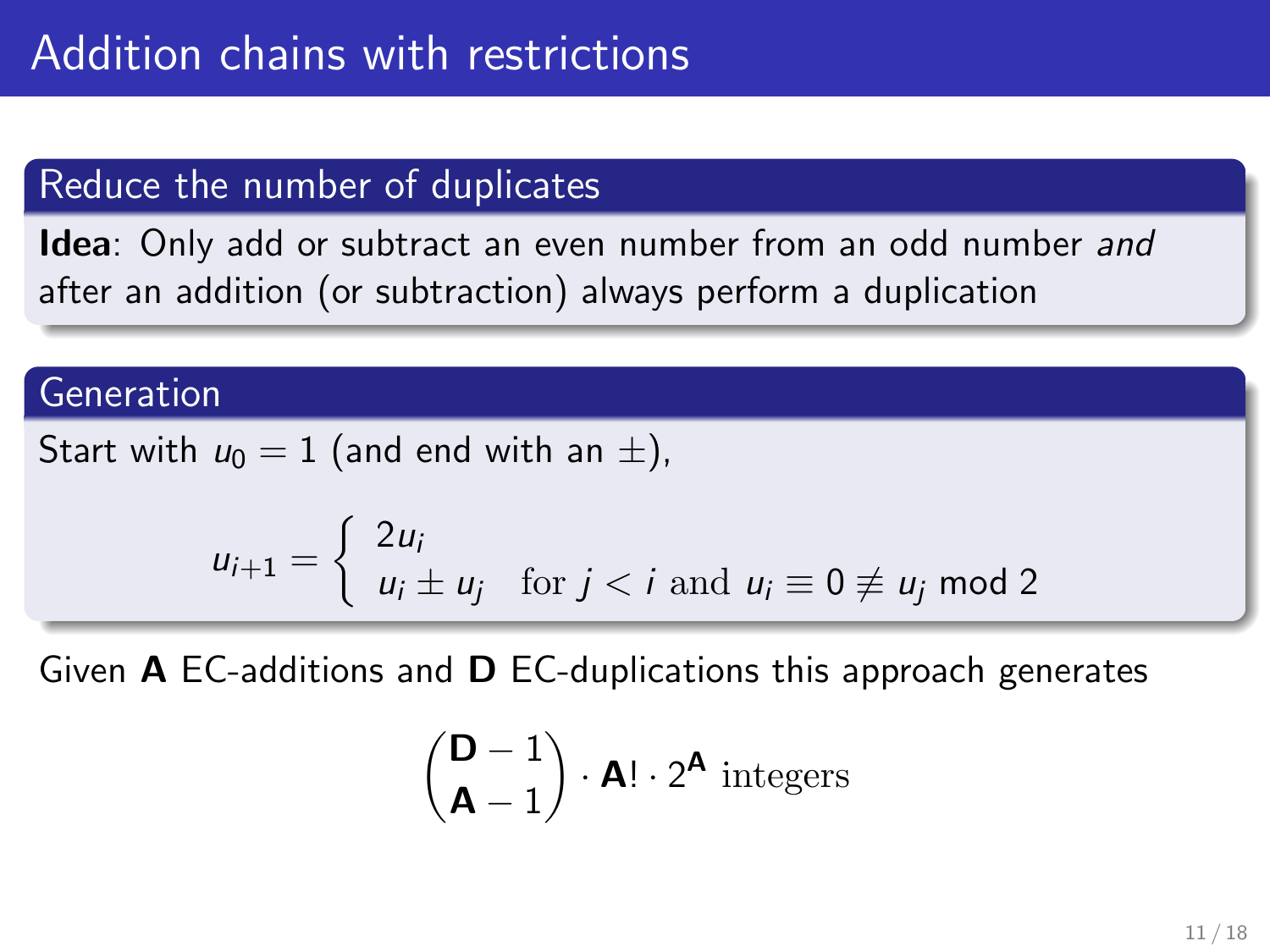# Addition chains with restrictions

## Reduce the number of duplicates

**Idea**: Only add or subtract an even number from an odd number *and* after an addition (or subtraction) always perform a duplication

## Generation

Start with $u_0 = 1$ (and end with an $\pm$),

$$u_{i+1} = \begin{cases} 2u_i \\ u_i \pm u_j \quad \text{for } j < i \text{ and } u_i \equiv 0 \not\equiv u_j \bmod 2 \end{cases}$$

Given **A** EC-additions and **D** EC-duplications this approach generates

$$\binom{\mathbf{D}-1}{\mathbf{A}-1} \cdot \mathbf{A}! \cdot 2^{\mathbf{A}} \text{ integers}$$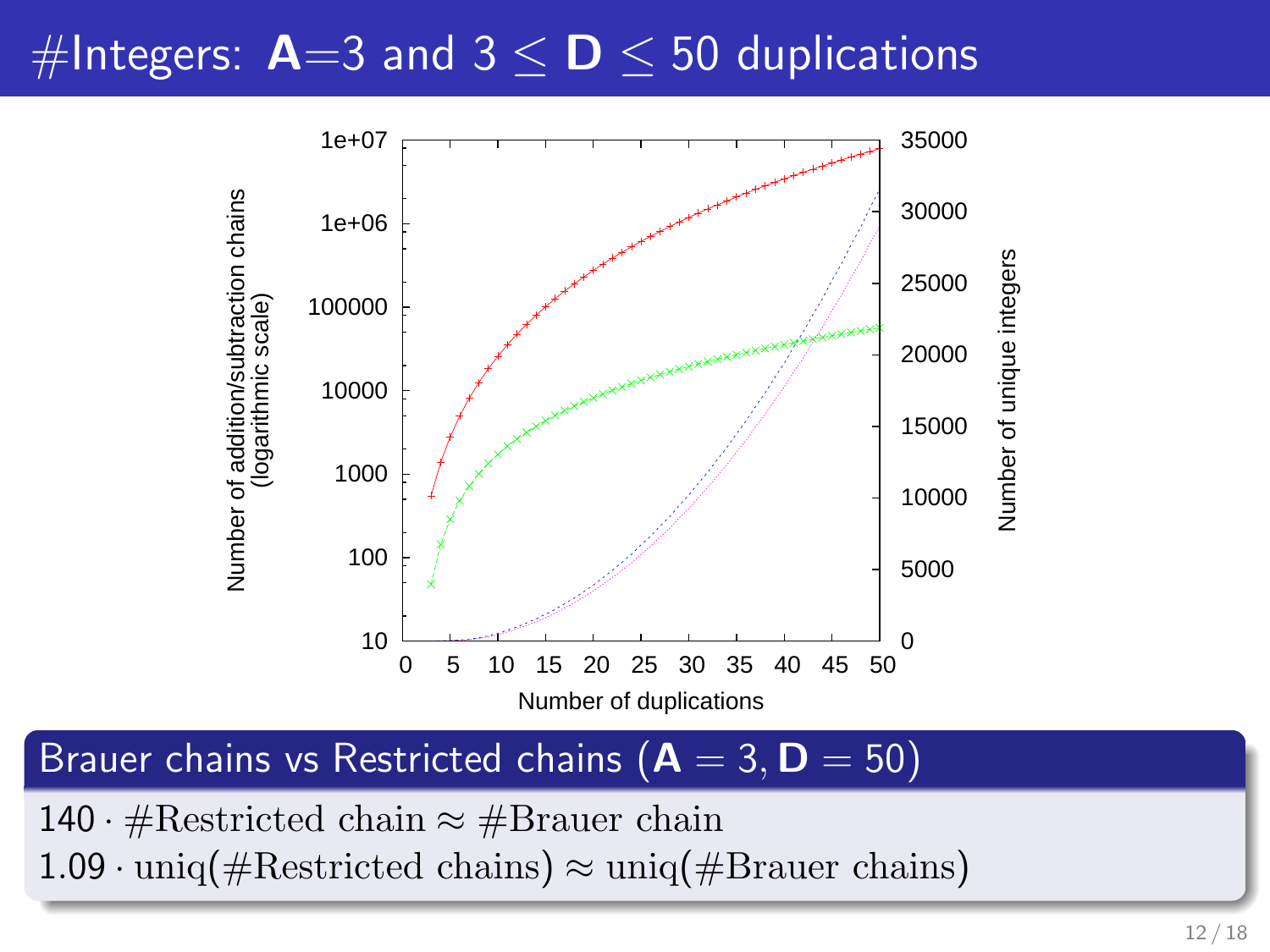# #Integers: **A**=3 and 3 ≤ **D** ≤ 50 duplications

1e+07
1e+06
100000
10000
1000
100
10

Number of addition/subtraction chains (logarithmic scale)

35000
30000
25000
20000
15000
10000
5000
0

Number of unique integers

0 5 10 15 20 25 30 35 40 45 50

Number of duplications

## Brauer chains vs Restricted chains (**A** = 3, **D** = 50)

$140 \cdot \#\text{Restricted chain} \approx \#\text{Brauer chain}$

$1.09 \cdot \text{uniq}(\#\text{Restricted chains}) \approx \text{uniq}(\#\text{Brauer chains})$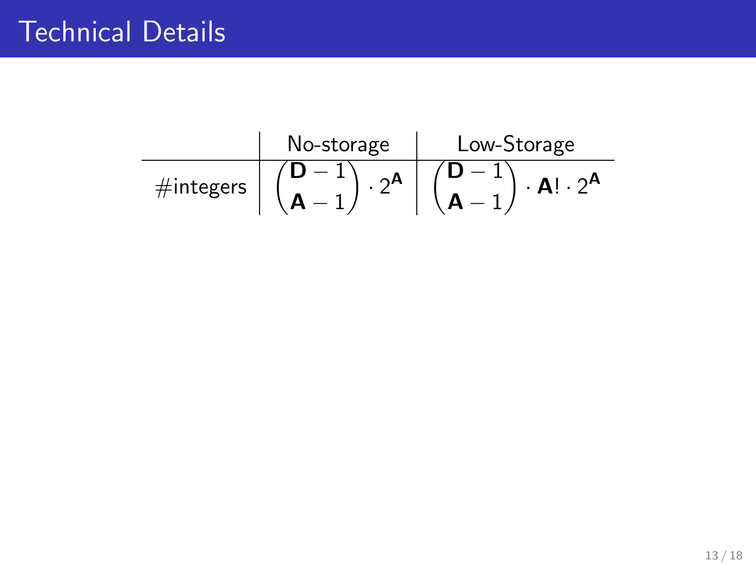# Technical Details

| | No-storage | Low-Storage |
|---|---|---|
| #integers | $\binom{\mathbf{D}-1}{\mathbf{A}-1} \cdot 2^{\mathbf{A}}$ | $\binom{\mathbf{D}-1}{\mathbf{A}-1} \cdot \mathbf{A}! \cdot 2^{\mathbf{A}}$ |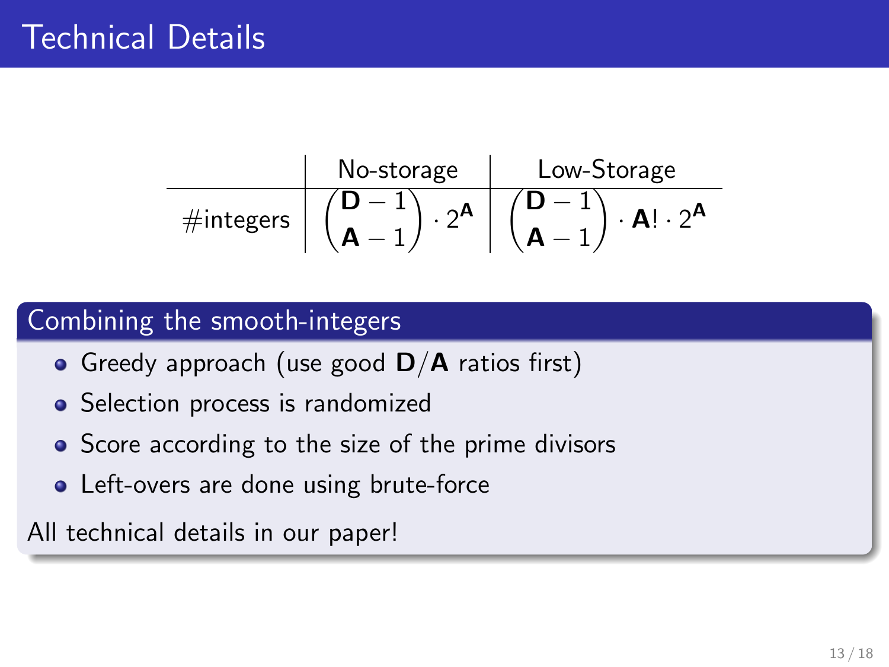# Technical Details

| | No-storage | Low-Storage |
|---|---|---|
| #integers | $\binom{\mathbf{D}-1}{\mathbf{A}-1} \cdot 2^{\mathbf{A}}$ | $\binom{\mathbf{D}-1}{\mathbf{A}-1} \cdot \mathbf{A}! \cdot 2^{\mathbf{A}}$ |

## Combining the smooth-integers

- Greedy approach (use good $\mathbf{D}/\mathbf{A}$ ratios first)
- Selection process is randomized
- Score according to the size of the prime divisors
- Left-overs are done using brute-force

All technical details in our paper!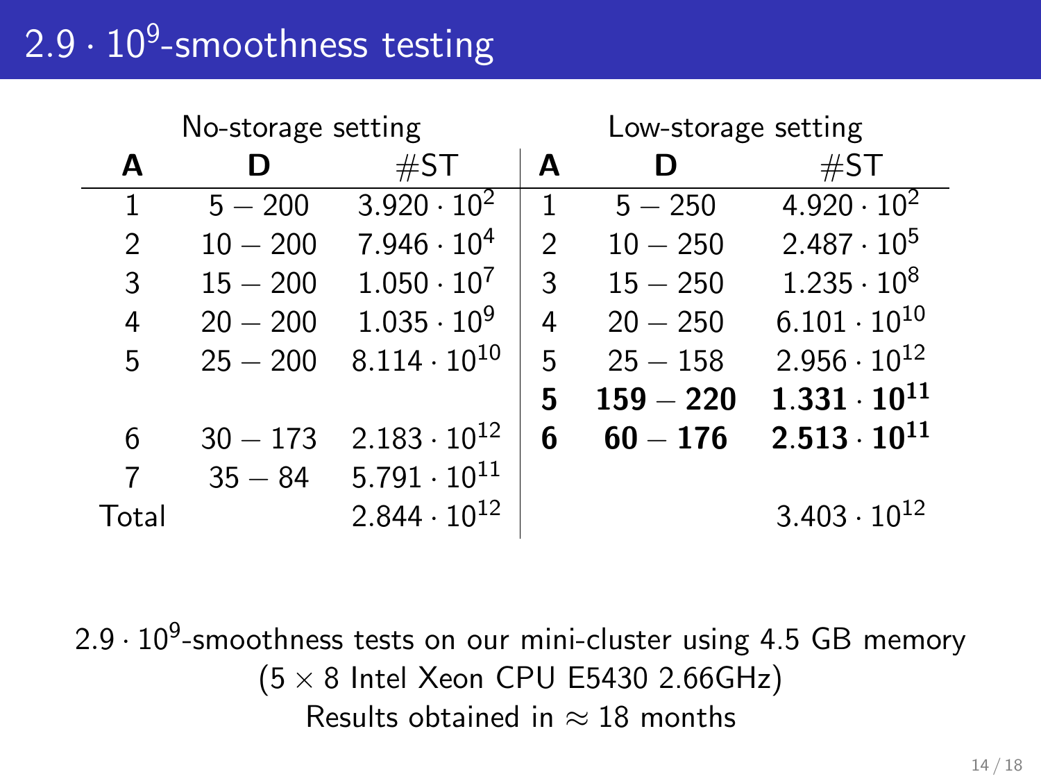# $2.9 \cdot 10^9$-smoothness testing

| No-storage setting | | | Low-storage setting | | |
|---|---|---|---|---|---|
| **A** | **D** | #ST | **A** | **D** | #ST |
| 1 | $5 - 200$ | $3.920 \cdot 10^2$ | 1 | $5 - 250$ | $4.920 \cdot 10^2$ |
| 2 | $10 - 200$ | $7.946 \cdot 10^4$ | 2 | $10 - 250$ | $2.487 \cdot 10^5$ |
| 3 | $15 - 200$ | $1.050 \cdot 10^7$ | 3 | $15 - 250$ | $1.235 \cdot 10^8$ |
| 4 | $20 - 200$ | $1.035 \cdot 10^9$ | 4 | $20 - 250$ | $6.101 \cdot 10^{10}$ |
| 5 | $25 - 200$ | $8.114 \cdot 10^{10}$ | 5 | $25 - 158$ | $2.956 \cdot 10^{12}$ |
| | | | **5** | **$159 - 220$** | **$1.331 \cdot 10^{11}$** |
| 6 | $30 - 173$ | $2.183 \cdot 10^{12}$ | **6** | **$60 - 176$** | **$2.513 \cdot 10^{11}$** |
| 7 | $35 - 84$ | $5.791 \cdot 10^{11}$ | | | |
| Total | | $2.844 \cdot 10^{12}$ | | | $3.403 \cdot 10^{12}$ |

$2.9 \cdot 10^9$-smoothness tests on our mini-cluster using 4.5 GB memory
($5 \times 8$ Intel Xeon CPU E5430 2.66GHz)
Results obtained in $\approx 18$ months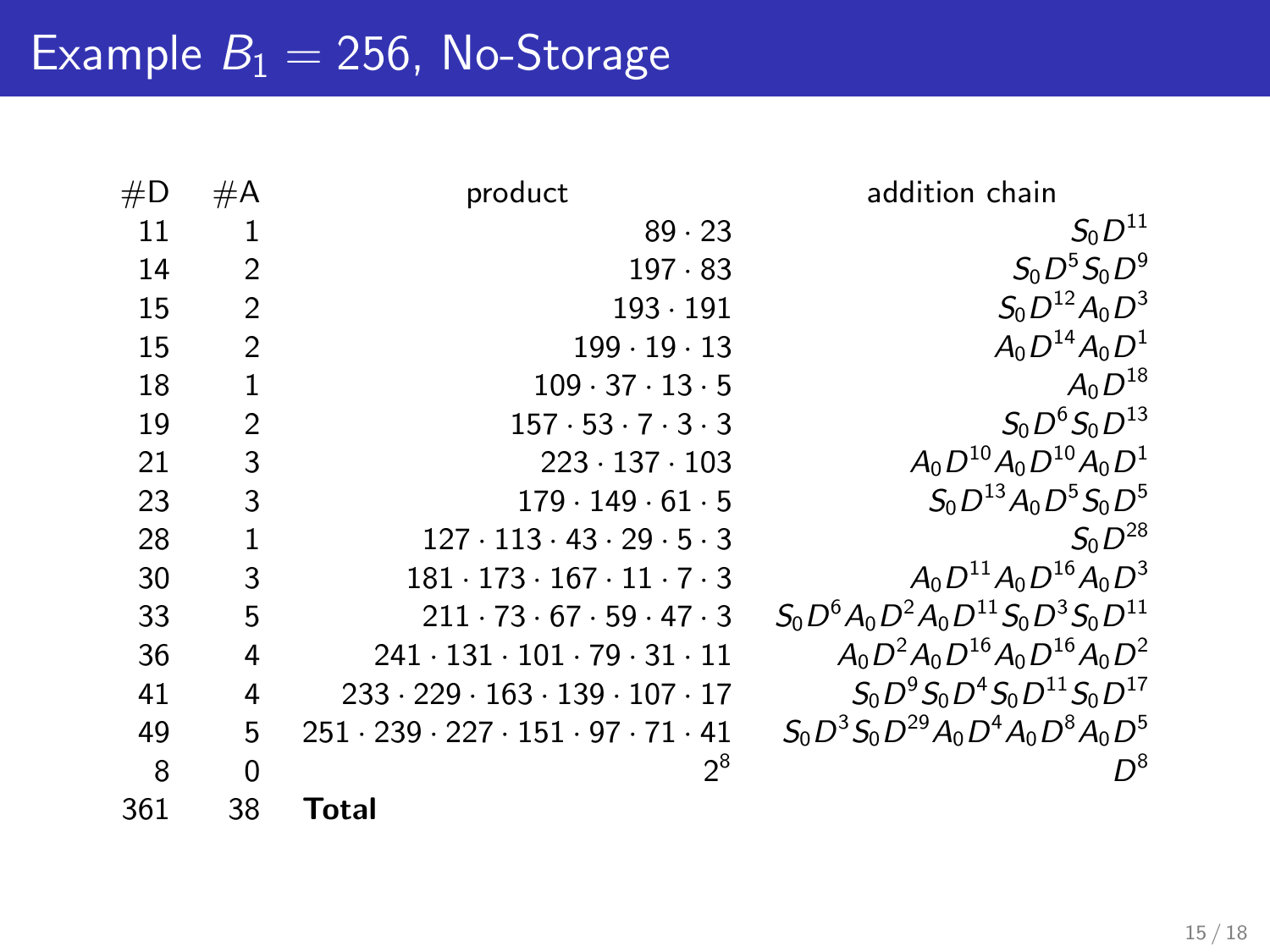# Example $B_1 = 256$, No-Storage

| #D | #A | product | addition chain |
|---|---|---|---|
| 11 | 1 | $89 \cdot 23$ | $S_0 D^{11}$ |
| 14 | 2 | $197 \cdot 83$ | $S_0 D^5 S_0 D^9$ |
| 15 | 2 | $193 \cdot 191$ | $S_0 D^{12} A_0 D^3$ |
| 15 | 2 | $199 \cdot 19 \cdot 13$ | $A_0 D^{14} A_0 D^1$ |
| 18 | 1 | $109 \cdot 37 \cdot 13 \cdot 5$ | $A_0 D^{18}$ |
| 19 | 2 | $157 \cdot 53 \cdot 7 \cdot 3 \cdot 3$ | $S_0 D^6 S_0 D^{13}$ |
| 21 | 3 | $223 \cdot 137 \cdot 103$ | $A_0 D^{10} A_0 D^{10} A_0 D^1$ |
| 23 | 3 | $179 \cdot 149 \cdot 61 \cdot 5$ | $S_0 D^{13} A_0 D^5 S_0 D^5$ |
| 28 | 1 | $127 \cdot 113 \cdot 43 \cdot 29 \cdot 5 \cdot 3$ | $S_0 D^{28}$ |
| 30 | 3 | $181 \cdot 173 \cdot 167 \cdot 11 \cdot 7 \cdot 3$ | $A_0 D^{11} A_0 D^{16} A_0 D^3$ |
| 33 | 5 | $211 \cdot 73 \cdot 67 \cdot 59 \cdot 47 \cdot 3$ | $S_0 D^6 A_0 D^2 A_0 D^{11} S_0 D^3 S_0 D^{11}$ |
| 36 | 4 | $241 \cdot 131 \cdot 101 \cdot 79 \cdot 31 \cdot 11$ | $A_0 D^2 A_0 D^{16} A_0 D^{16} A_0 D^2$ |
| 41 | 4 | $233 \cdot 229 \cdot 163 \cdot 139 \cdot 107 \cdot 17$ | $S_0 D^9 S_0 D^4 S_0 D^{11} S_0 D^{17}$ |
| 49 | 5 | $251 \cdot 239 \cdot 227 \cdot 151 \cdot 97 \cdot 71 \cdot 41$ | $S_0 D^3 S_0 D^{29} A_0 D^4 A_0 D^8 A_0 D^5$ |
| 8 | 0 | $2^8$ | $D^8$ |
| 361 | 38 | **Total** | |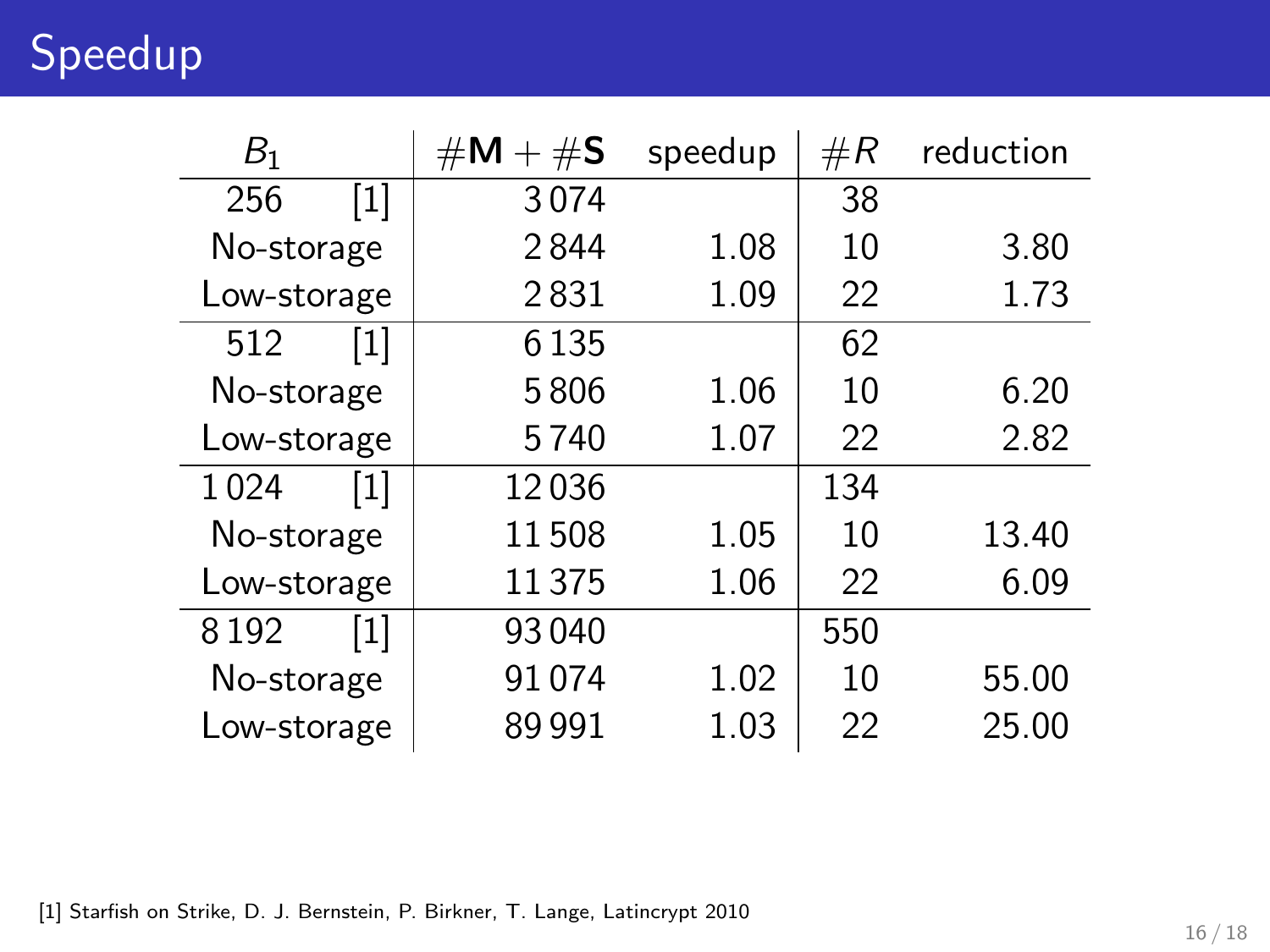# Speedup

| $B_1$ | | $\#\mathbf{M} + \#\mathbf{S}$ | speedup | $\#R$ | reduction |
|---|---|---|---|---|---|
| 256 | [1] | 3 074 | | 38 | |
| No-storage | | 2 844 | 1.08 | 10 | 3.80 |
| Low-storage | | 2 831 | 1.09 | 22 | 1.73 |
| 512 | [1] | 6 135 | | 62 | |
| No-storage | | 5 806 | 1.06 | 10 | 6.20 |
| Low-storage | | 5 740 | 1.07 | 22 | 2.82 |
| 1 024 | [1] | 12 036 | | 134 | |
| No-storage | | 11 508 | 1.05 | 10 | 13.40 |
| Low-storage | | 11 375 | 1.06 | 22 | 6.09 |
| 8 192 | [1] | 93 040 | | 550 | |
| No-storage | | 91 074 | 1.02 | 10 | 55.00 |
| Low-storage | | 89 991 | 1.03 | 22 | 25.00 |

[1] Starfish on Strike, D. J. Bernstein, P. Birkner, T. Lange, Latincrypt 2010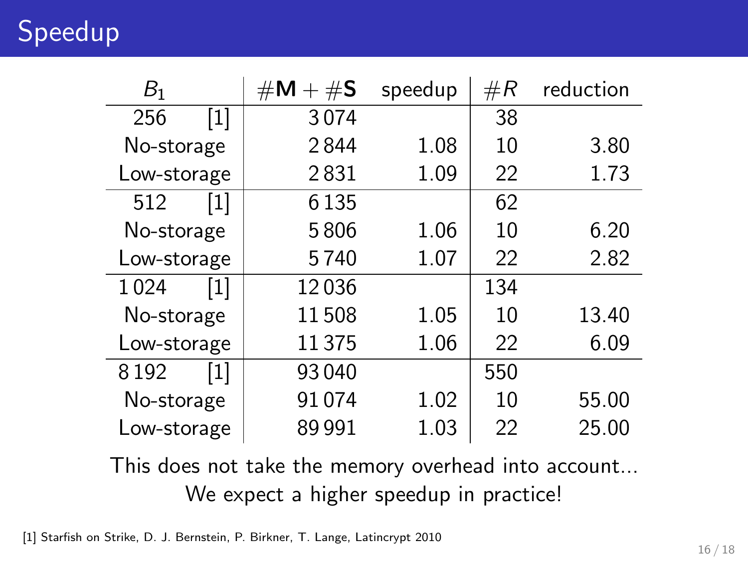# Speedup

| $B_1$ | | $\#\mathbf{M} + \#\mathbf{S}$ | speedup | $\#R$ | reduction |
|---|---|---|---|---|---|
| 256 | [1] | 3 074 | | 38 | |
| No-storage | | 2 844 | 1.08 | 10 | 3.80 |
| Low-storage | | 2 831 | 1.09 | 22 | 1.73 |
| 512 | [1] | 6 135 | | 62 | |
| No-storage | | 5 806 | 1.06 | 10 | 6.20 |
| Low-storage | | 5 740 | 1.07 | 22 | 2.82 |
| 1 024 | [1] | 12 036 | | 134 | |
| No-storage | | 11 508 | 1.05 | 10 | 13.40 |
| Low-storage | | 11 375 | 1.06 | 22 | 6.09 |
| 8 192 | [1] | 93 040 | | 550 | |
| No-storage | | 91 074 | 1.02 | 10 | 55.00 |
| Low-storage | | 89 991 | 1.03 | 22 | 25.00 |

This does not take the memory overhead into account...

We expect a higher speedup in practice!

[1] Starfish on Strike, D. J. Bernstein, P. Birkner, T. Lange, Latincrypt 2010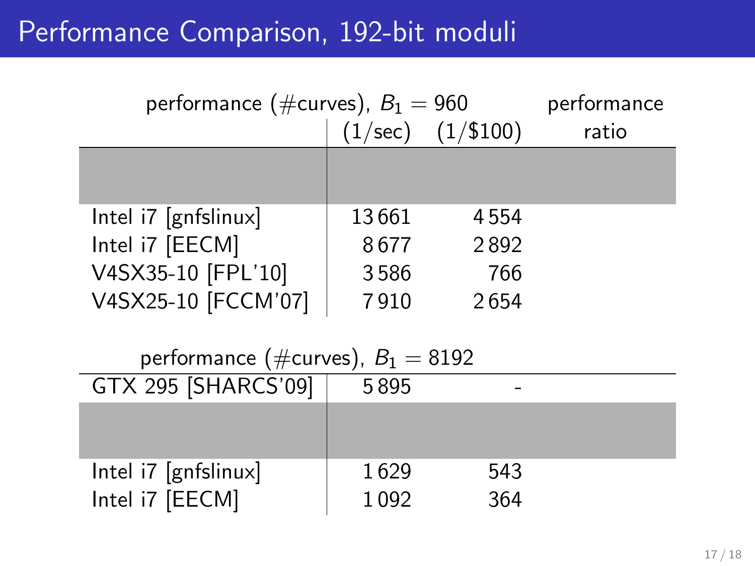# Performance Comparison, 192-bit moduli

| performance (#curves), $B_1 = 960$ | (1/sec) | (1/\$100) | performance ratio |
|---|---|---|---|
| | | | |
| Intel i7 [gnfslinux] | 13 661 | 4 554 | |
| Intel i7 [EECM] | 8 677 | 2 892 | |
| V4SX35-10 [FPL'10] | 3 586 | 766 | |
| V4SX25-10 [FCCM'07] | 7 910 | 2 654 | |

| performance (#curves), $B_1 = 8192$ | | | |
|---|---|---|---|
| GTX 295 [SHARCS'09] | 5 895 | - | |
| | | | |
| Intel i7 [gnfslinux] | 1 629 | 543 | |
| Intel i7 [EECM] | 1 092 | 364 | |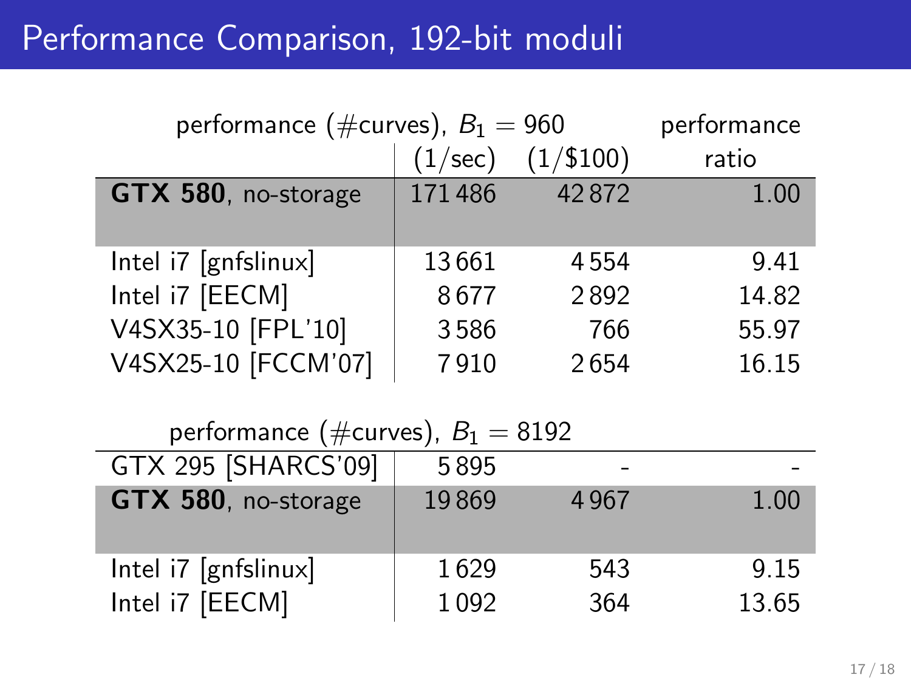# Performance Comparison, 192-bit moduli

| performance (#curves), $B_1 = 960$ | | | performance |
|---|---|---|---|
| | (1/sec) | (1/\$100) | ratio |
| **GTX 580**, no-storage | 171 486 | 42 872 | 1.00 |
| Intel i7 [gnfslinux] | 13 661 | 4 554 | 9.41 |
| Intel i7 [EECM] | 8 677 | 2 892 | 14.82 |
| V4SX35-10 [FPL'10] | 3 586 | 766 | 55.97 |
| V4SX25-10 [FCCM'07] | 7 910 | 2 654 | 16.15 |

| performance (#curves), $B_1 = 8192$ | | | |
|---|---|---|---|
| GTX 295 [SHARCS'09] | 5 895 | - | - |
| **GTX 580**, no-storage | 19 869 | 4 967 | 1.00 |
| Intel i7 [gnfslinux] | 1 629 | 543 | 9.15 |
| Intel i7 [EECM] | 1 092 | 364 | 13.65 |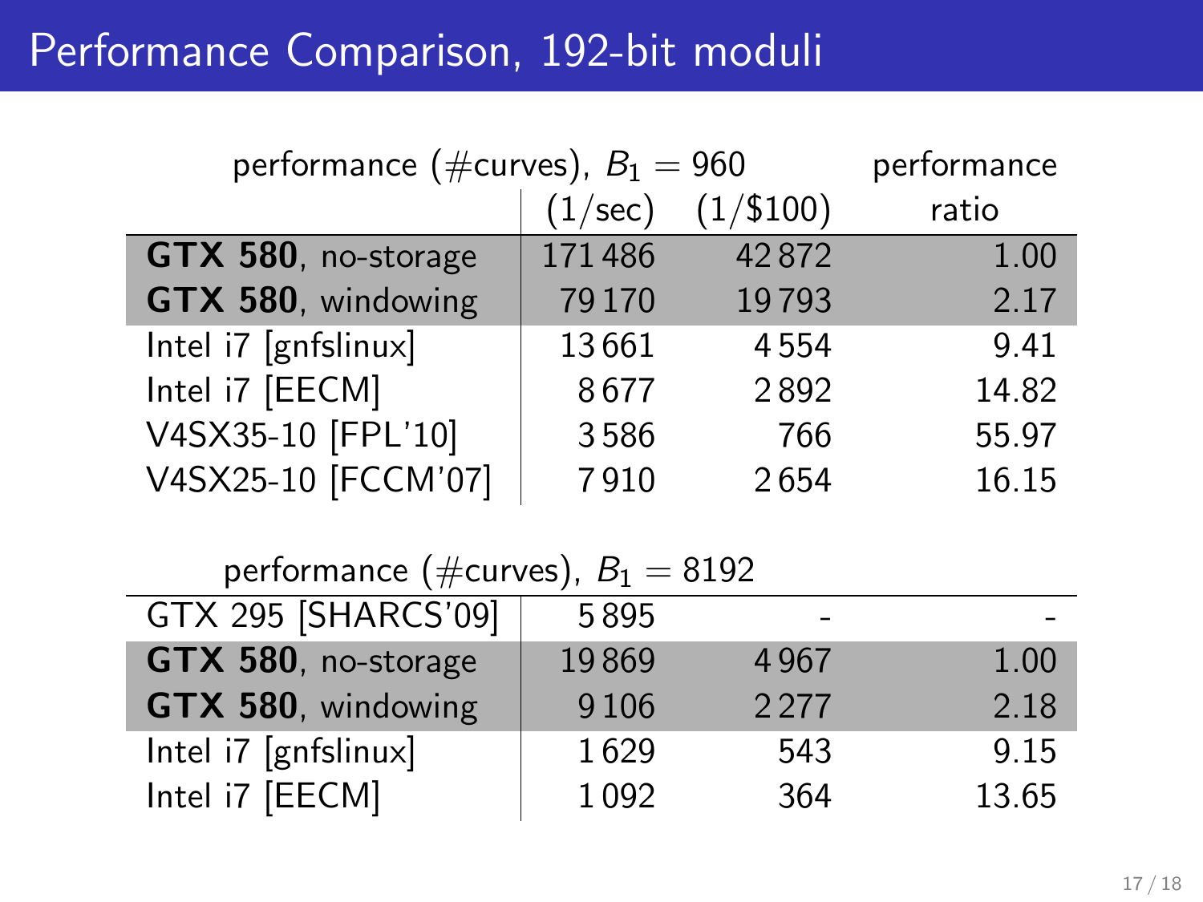# Performance Comparison, 192-bit moduli

| performance (#curves), $B_1 = 960$ | (1/sec) | (1/\$100) | performance ratio |
|---|---|---|---|
| **GTX 580**, no-storage | 171 486 | 42 872 | 1.00 |
| **GTX 580**, windowing | 79 170 | 19 793 | 2.17 |
| Intel i7 [gnfslinux] | 13 661 | 4 554 | 9.41 |
| Intel i7 [EECM] | 8 677 | 2 892 | 14.82 |
| V4SX35-10 [FPL'10] | 3 586 | 766 | 55.97 |
| V4SX25-10 [FCCM'07] | 7 910 | 2 654 | 16.15 |

| performance (#curves), $B_1 = 8192$ | | | |
|---|---|---|---|
| GTX 295 [SHARCS'09] | 5 895 | - | - |
| **GTX 580**, no-storage | 19 869 | 4 967 | 1.00 |
| **GTX 580**, windowing | 9 106 | 2 277 | 2.18 |
| Intel i7 [gnfslinux] | 1 629 | 543 | 9.15 |
| Intel i7 [EECM] | 1 092 | 364 | 13.65 |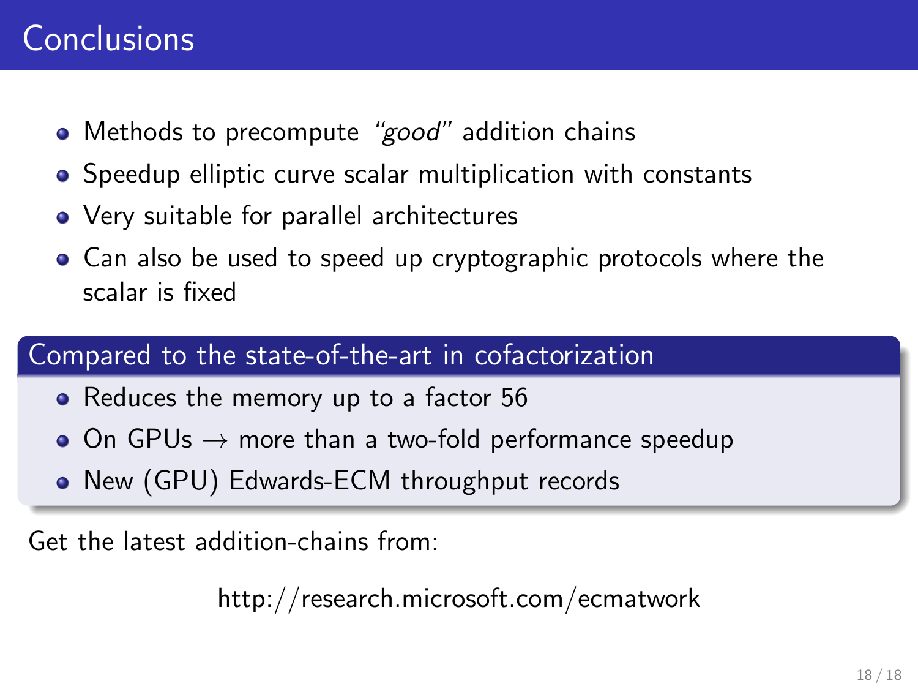# Conclusions

- Methods to precompute *"good"* addition chains
- Speedup elliptic curve scalar multiplication with constants
- Very suitable for parallel architectures
- Can also be used to speed up cryptographic protocols where the scalar is fixed

## Compared to the state-of-the-art in cofactorization

- Reduces the memory up to a factor 56
- On GPUs $\rightarrow$ more than a two-fold performance speedup
- New (GPU) Edwards-ECM throughput records

Get the latest addition-chains from:

http://research.microsoft.com/ecmatwork